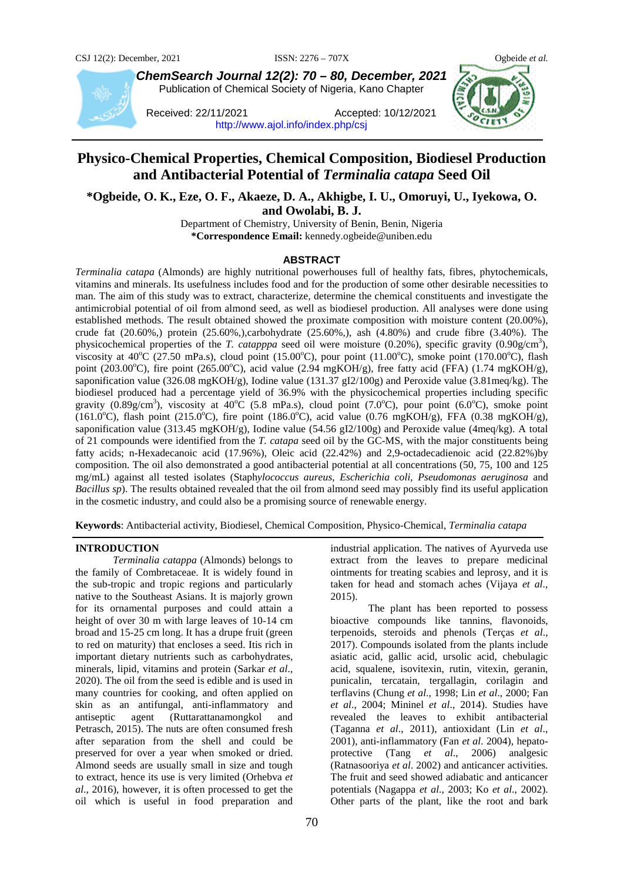**ChemSearch Journal 12(2): 70 – 80, December, 2021**
Publication of Chemical Society of Nigeria, Kano Chapter

Received: 22/11/2021 Accepted: 10/12/2021
http://www.ajol.info/index.php/csj

# Physico-Chemical Properties, Chemical Composition, Biodiesel Production and Antibacterial Potential of *Terminalia catapa* Seed Oil

**\*Ogbeide, O. K., Eze, O. F., Akaeze, D. A., Akhigbe, I. U., Omoruyi, U., Iyekowa, O. and Owolabi, B. J.**

Department of Chemistry, University of Benin, Benin, Nigeria
**\*Correspondence Email:** kennedy.ogbeide@uniben.edu

## ABSTRACT

*Terminalia catapa* (Almonds) are highly nutritional powerhouses full of healthy fats, fibres, phytochemicals, vitamins and minerals. Its usefulness includes food and for the production of some other desirable necessities to man. The aim of this study was to extract, characterize, determine the chemical constituents and investigate the antimicrobial potential of oil from almond seed, as well as biodiesel production. All analyses were done using established methods. The result obtained showed the proximate composition with moisture content (20.00%), crude fat (20.60%,) protein (25.60%,),carbohydrate (25.60%,), ash (4.80%) and crude fibre (3.40%). The physicochemical properties of the *T. catapppa* seed oil were moisture (0.20%), specific gravity (0.90g/cm$^3$), viscosity at 40$^o$C (27.50 mPa.s), cloud point (15.00$^o$C), pour point (11.00$^o$C), smoke point (170.00$^o$C), flash point (203.00$^o$C), fire point (265.00$^o$C), acid value (2.94 mgKOH/g), free fatty acid (FFA) (1.74 mgKOH/g), saponification value (326.08 mgKOH/g), Iodine value (131.37 gI2/100g) and Peroxide value (3.81meq/kg). The biodiesel produced had a percentage yield of 36.9% with the physicochemical properties including specific gravity (0.89g/cm$^3$), viscosity at 40$^o$C (5.8 mPa.s), cloud point (7.0$^o$C), pour point (6.0$^o$C), smoke point (161.0$^o$C), flash point (215.0$^o$C), fire point (186.0$^o$C), acid value (0.76 mgKOH/g), FFA (0.38 mgKOH/g), saponification value (313.45 mgKOH/g), Iodine value (54.56 gI2/100g) and Peroxide value (4meq/kg). A total of 21 compounds were identified from the *T. catapa* seed oil by the GC-MS, with the major constituents being fatty acids; n-Hexadecanoic acid (17.96%), Oleic acid (22.42%) and 2,9-octadecadienoic acid (22.82%)by composition. The oil also demonstrated a good antibacterial potential at all concentrations (50, 75, 100 and 125 mg/mL) against all tested isolates (Staph*ylococcus aureus*, *Escherichia coli*, *Pseudomonas aeruginosa* and *Bacillus sp*). The results obtained revealed that the oil from almond seed may possibly find its useful application in the cosmetic industry, and could also be a promising source of renewable energy.

**Keywords**: Antibacterial activity, Biodiesel, Chemical Composition, Physico-Chemical, *Terminalia catapa*

## INTRODUCTION

*Terminalia catappa* (Almonds) belongs to the family of Combretaceae. It is widely found in the sub-tropic and tropic regions and particularly native to the Southeast Asians. It is majorly grown for its ornamental purposes and could attain a height of over 30 m with large leaves of 10-14 cm broad and 15-25 cm long. It has a drupe fruit (green to red on maturity) that encloses a seed. Itis rich in important dietary nutrients such as carbohydrates, minerals, lipid, vitamins and protein (Sarkar *et al*., 2020). The oil from the seed is edible and is used in many countries for cooking, and often applied on skin as an antifungal, anti-inflammatory and antiseptic agent (Ruttarattanamongkol and Petrasch, 2015). The nuts are often consumed fresh after separation from the shell and could be preserved for over a year when smoked or dried. Almond seeds are usually small in size and tough to extract, hence its use is very limited (Orhebva *et al*., 2016), however, it is often processed to get the oil which is useful in food preparation and industrial application. The natives of Ayurveda use extract from the leaves to prepare medicinal ointments for treating scabies and leprosy, and it is taken for head and stomach aches (Vijaya *et al*., 2015).

The plant has been reported to possess bioactive compounds like tannins, flavonoids, terpenoids, steroids and phenols (Terças *et al*., 2017). Compounds isolated from the plants include asiatic acid, gallic acid, ursolic acid, chebulagic acid, squalene, isovitexin, rutin, vitexin, geranin, punicalin, tercatain, tergallagin, corilagin and terflavins (Chung *et al*., 1998; Lin *et al*., 2000; Fan *et al*., 2004; Mininel *et al*., 2014). Studies have revealed the leaves to exhibit antibacterial (Taganna *et al*., 2011), antioxidant (Lin *et al*., 2001), anti-inflammatory (Fan *et al*. 2004), hepato-protective (Tang *et al*., 2006) analgesic (Ratnasooriya *et al*. 2002) and anticancer activities. The fruit and seed showed adiabatic and anticancer potentials (Nagappa *et al*., 2003; Ko *et al*., 2002). Other parts of the plant, like the root and bark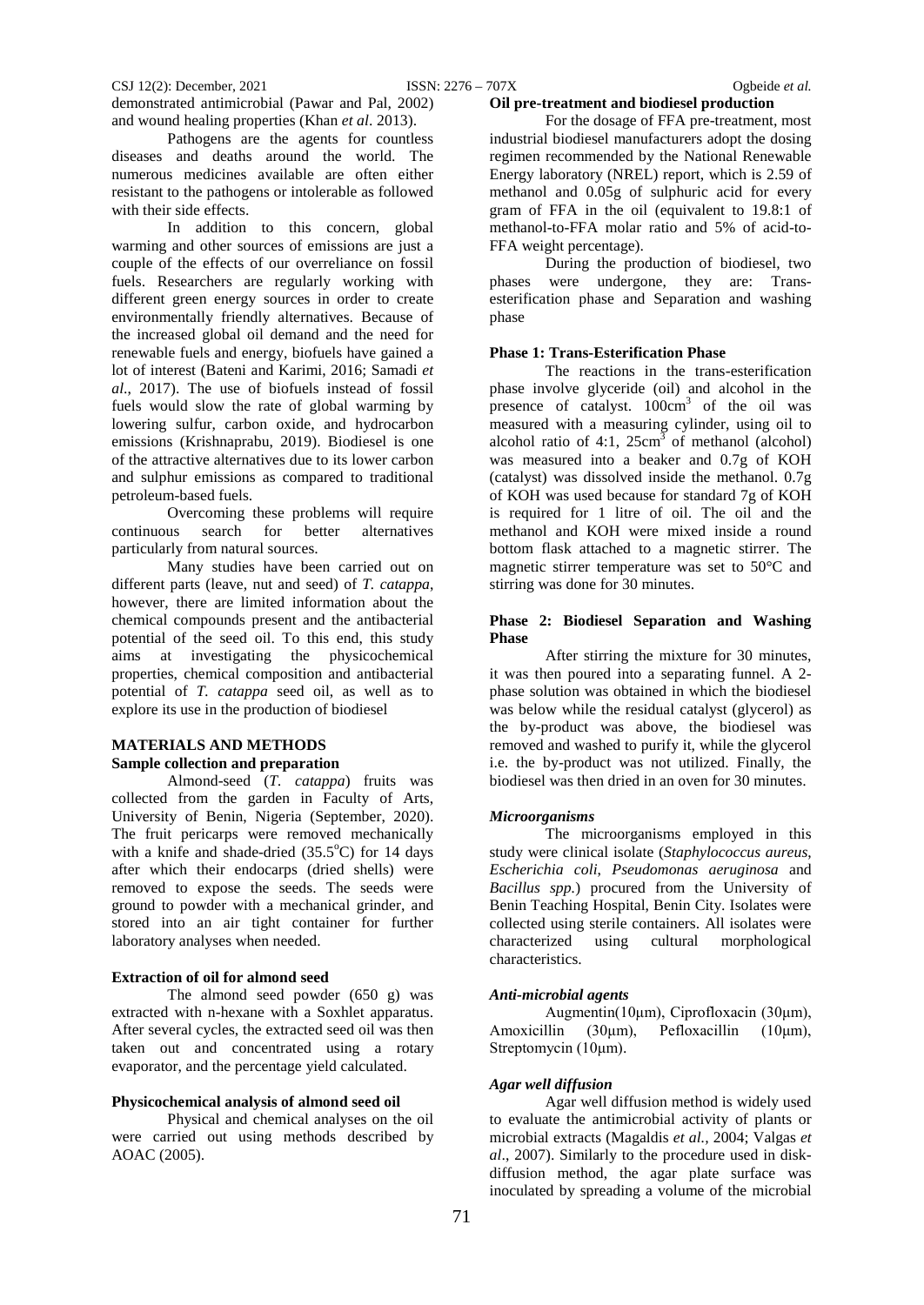demonstrated antimicrobial (Pawar and Pal, 2002) and wound healing properties (Khan *et al*. 2013).

Pathogens are the agents for countless diseases and deaths around the world. The numerous medicines available are often either resistant to the pathogens or intolerable as followed with their side effects.

In addition to this concern, global warming and other sources of emissions are just a couple of the effects of our overreliance on fossil fuels. Researchers are regularly working with different green energy sources in order to create environmentally friendly alternatives. Because of the increased global oil demand and the need for renewable fuels and energy, biofuels have gained a lot of interest (Bateni and Karimi, 2016; Samadi *et al*., 2017). The use of biofuels instead of fossil fuels would slow the rate of global warming by lowering sulfur, carbon oxide, and hydrocarbon emissions (Krishnaprabu, 2019). Biodiesel is one of the attractive alternatives due to its lower carbon and sulphur emissions as compared to traditional petroleum-based fuels.

Overcoming these problems will require continuous search for better alternatives particularly from natural sources.

Many studies have been carried out on different parts (leave, nut and seed) of *T. catappa*, however, there are limited information about the chemical compounds present and the antibacterial potential of the seed oil. To this end, this study aims at investigating the physicochemical properties, chemical composition and antibacterial potential of *T. catappa* seed oil, as well as to explore its use in the production of biodiesel

## MATERIALS AND METHODS

### Sample collection and preparation

Almond-seed (*T. catappa*) fruits was collected from the garden in Faculty of Arts, University of Benin, Nigeria (September, 2020). The fruit pericarps were removed mechanically with a knife and shade-dried (35.5$^{o}$C) for 14 days after which their endocarps (dried shells) were removed to expose the seeds. The seeds were ground to powder with a mechanical grinder, and stored into an air tight container for further laboratory analyses when needed.

### Extraction of oil for almond seed

The almond seed powder (650 g) was extracted with n-hexane with a Soxhlet apparatus. After several cycles, the extracted seed oil was then taken out and concentrated using a rotary evaporator, and the percentage yield calculated.

### Physicochemical analysis of almond seed oil

Physical and chemical analyses on the oil were carried out using methods described by AOAC (2005).

### Oil pre-treatment and biodiesel production

For the dosage of FFA pre-treatment, most industrial biodiesel manufacturers adopt the dosing regimen recommended by the National Renewable Energy laboratory (NREL) report, which is 2.59 of methanol and 0.05g of sulphuric acid for every gram of FFA in the oil (equivalent to 19.8:1 of methanol-to-FFA molar ratio and 5% of acid-to-FFA weight percentage).

During the production of biodiesel, two phases were undergone, they are: Trans-esterification phase and Separation and washing phase

### Phase 1: Trans-Esterification Phase

The reactions in the trans-esterification phase involve glyceride (oil) and alcohol in the presence of catalyst. 100cm$^3$ of the oil was measured with a measuring cylinder, using oil to alcohol ratio of 4:1, 25cm$^3$ of methanol (alcohol) was measured into a beaker and 0.7g of KOH (catalyst) was dissolved inside the methanol. 0.7g of KOH was used because for standard 7g of KOH is required for 1 litre of oil. The oil and the methanol and KOH were mixed inside a round bottom flask attached to a magnetic stirrer. The magnetic stirrer temperature was set to 50°C and stirring was done for 30 minutes.

### Phase 2: Biodiesel Separation and Washing Phase

After stirring the mixture for 30 minutes, it was then poured into a separating funnel. A 2-phase solution was obtained in which the biodiesel was below while the residual catalyst (glycerol) as the by-product was above, the biodiesel was removed and washed to purify it, while the glycerol i.e. the by-product was not utilized. Finally, the biodiesel was then dried in an oven for 30 minutes.

### *Microorganisms*

The microorganisms employed in this study were clinical isolate (*Staphylococcus aureus*, *Escherichia coli*, *Pseudomonas aeruginosa* and *Bacillus spp*.) procured from the University of Benin Teaching Hospital, Benin City. Isolates were collected using sterile containers. All isolates were characterized using cultural morphological characteristics.

### *Anti-microbial agents*

Augmentin(10µm), Ciprofloxacin (30µm), Amoxicillin (30µm), Pefloxacillin (10µm), Streptomycin (10µm).

### *Agar well diffusion*

Agar well diffusion method is widely used to evaluate the antimicrobial activity of plants or microbial extracts (Magaldis *et al.,* 2004; Valgas *et al*., 2007). Similarly to the procedure used in disk-diffusion method, the agar plate surface was inoculated by spreading a volume of the microbial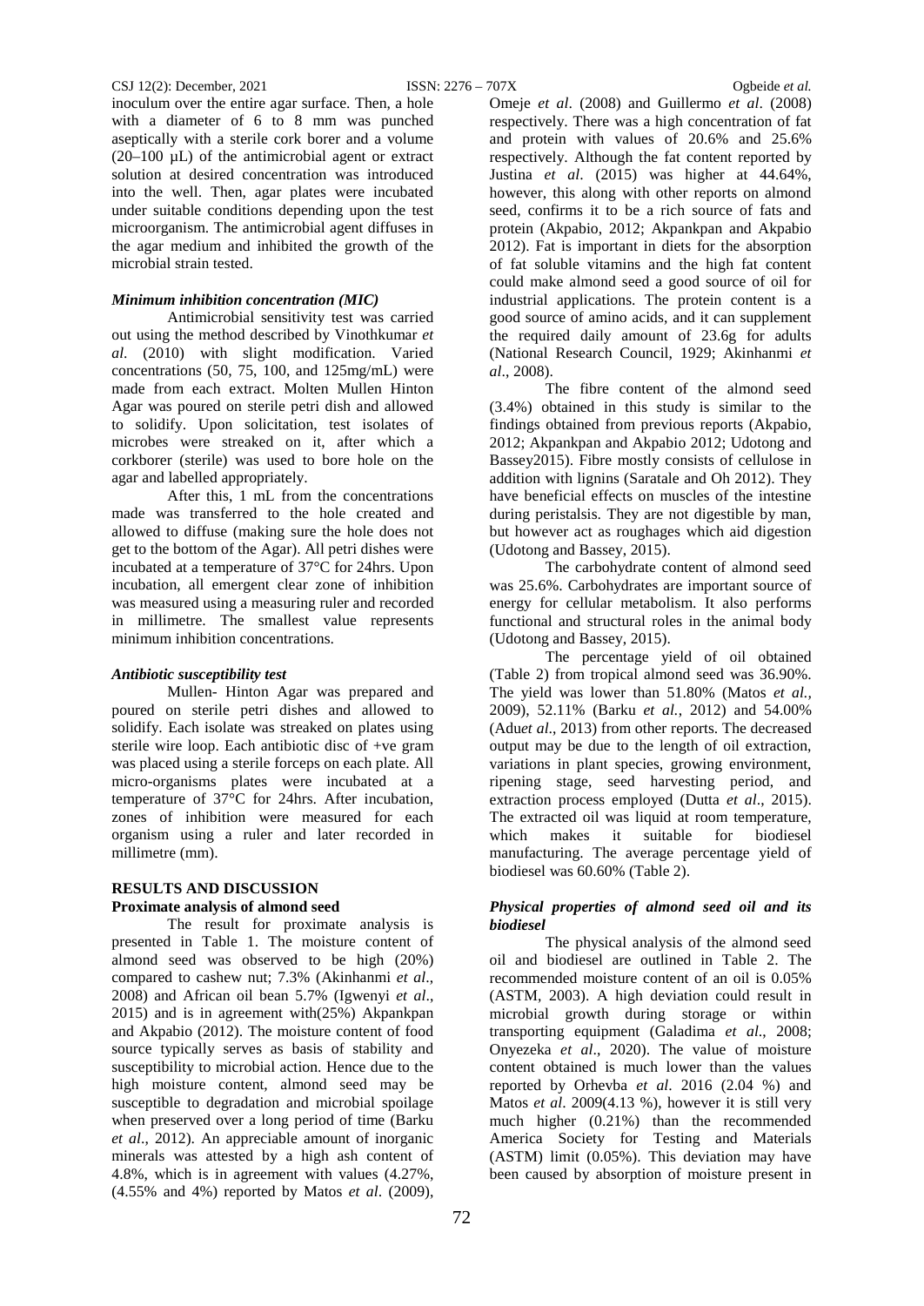inoculum over the entire agar surface. Then, a hole with a diameter of 6 to 8 mm was punched aseptically with a sterile cork borer and a volume (20–100 µL) of the antimicrobial agent or extract solution at desired concentration was introduced into the well. Then, agar plates were incubated under suitable conditions depending upon the test microorganism. The antimicrobial agent diffuses in the agar medium and inhibited the growth of the microbial strain tested.

### *Minimum inhibition concentration (MIC)*

Antimicrobial sensitivity test was carried out using the method described by Vinothkumar *et al.* (2010) with slight modification. Varied concentrations (50, 75, 100, and 125mg/mL) were made from each extract. Molten Mullen Hinton Agar was poured on sterile petri dish and allowed to solidify. Upon solicitation, test isolates of microbes were streaked on it, after which a corkborer (sterile) was used to bore hole on the agar and labelled appropriately.

After this, 1 mL from the concentrations made was transferred to the hole created and allowed to diffuse (making sure the hole does not get to the bottom of the Agar). All petri dishes were incubated at a temperature of 37°C for 24hrs. Upon incubation, all emergent clear zone of inhibition was measured using a measuring ruler and recorded in millimetre. The smallest value represents minimum inhibition concentrations.

### *Antibiotic susceptibility test*

Mullen- Hinton Agar was prepared and poured on sterile petri dishes and allowed to solidify. Each isolate was streaked on plates using sterile wire loop. Each antibiotic disc of +ve gram was placed using a sterile forceps on each plate. All micro-organisms plates were incubated at a temperature of 37°C for 24hrs. After incubation, zones of inhibition were measured for each organism using a ruler and later recorded in millimetre (mm).

## RESULTS AND DISCUSSION

### Proximate analysis of almond seed

The result for proximate analysis is presented in Table 1. The moisture content of almond seed was observed to be high (20%) compared to cashew nut; 7.3% (Akinhanmi *et al*., 2008) and African oil bean 5.7% (Igwenyi *et al*., 2015) and is in agreement with(25%) Akpankpan and Akpabio (2012). The moisture content of food source typically serves as basis of stability and susceptibility to microbial action. Hence due to the high moisture content, almond seed may be susceptible to degradation and microbial spoilage when preserved over a long period of time (Barku *et al*., 2012). An appreciable amount of inorganic minerals was attested by a high ash content of 4.8%, which is in agreement with values (4.27%, (4.55% and 4%) reported by Matos *et al*. (2009), Omeje *et al*. (2008) and Guillermo *et al*. (2008) respectively. There was a high concentration of fat and protein with values of 20.6% and 25.6% respectively. Although the fat content reported by Justina *et al*. (2015) was higher at 44.64%, however, this along with other reports on almond seed, confirms it to be a rich source of fats and protein (Akpabio, 2012; Akpankpan and Akpabio 2012). Fat is important in diets for the absorption of fat soluble vitamins and the high fat content could make almond seed a good source of oil for industrial applications. The protein content is a good source of amino acids, and it can supplement the required daily amount of 23.6g for adults (National Research Council, 1929; Akinhanmi *et al*., 2008).

The fibre content of the almond seed (3.4%) obtained in this study is similar to the findings obtained from previous reports (Akpabio, 2012; Akpankpan and Akpabio 2012; Udotong and Bassey2015). Fibre mostly consists of cellulose in addition with lignins (Saratale and Oh 2012). They have beneficial effects on muscles of the intestine during peristalsis. They are not digestible by man, but however act as roughages which aid digestion (Udotong and Bassey, 2015).

The carbohydrate content of almond seed was 25.6%. Carbohydrates are important source of energy for cellular metabolism. It also performs functional and structural roles in the animal body (Udotong and Bassey, 2015).

The percentage yield of oil obtained (Table 2) from tropical almond seed was 36.90%. The yield was lower than 51.80% (Matos *et al.,* 2009), 52.11% (Barku *et al.,* 2012) and 54.00% (Adu*et al*., 2013) from other reports. The decreased output may be due to the length of oil extraction, variations in plant species, growing environment, ripening stage, seed harvesting period, and extraction process employed (Dutta *et al*., 2015). The extracted oil was liquid at room temperature, which makes it suitable for biodiesel manufacturing. The average percentage yield of biodiesel was 60.60% (Table 2).

### *Physical properties of almond seed oil and its biodiesel*

The physical analysis of the almond seed oil and biodiesel are outlined in Table 2. The recommended moisture content of an oil is 0.05% (ASTM, 2003). A high deviation could result in microbial growth during storage or within transporting equipment (Galadima *et al*., 2008; Onyezeka *et al*., 2020). The value of moisture content obtained is much lower than the values reported by Orhevba *et al*. 2016 (2.04 %) and Matos *et al*. 2009(4.13 %), however it is still very much higher (0.21%) than the recommended America Society for Testing and Materials (ASTM) limit (0.05%). This deviation may have been caused by absorption of moisture present in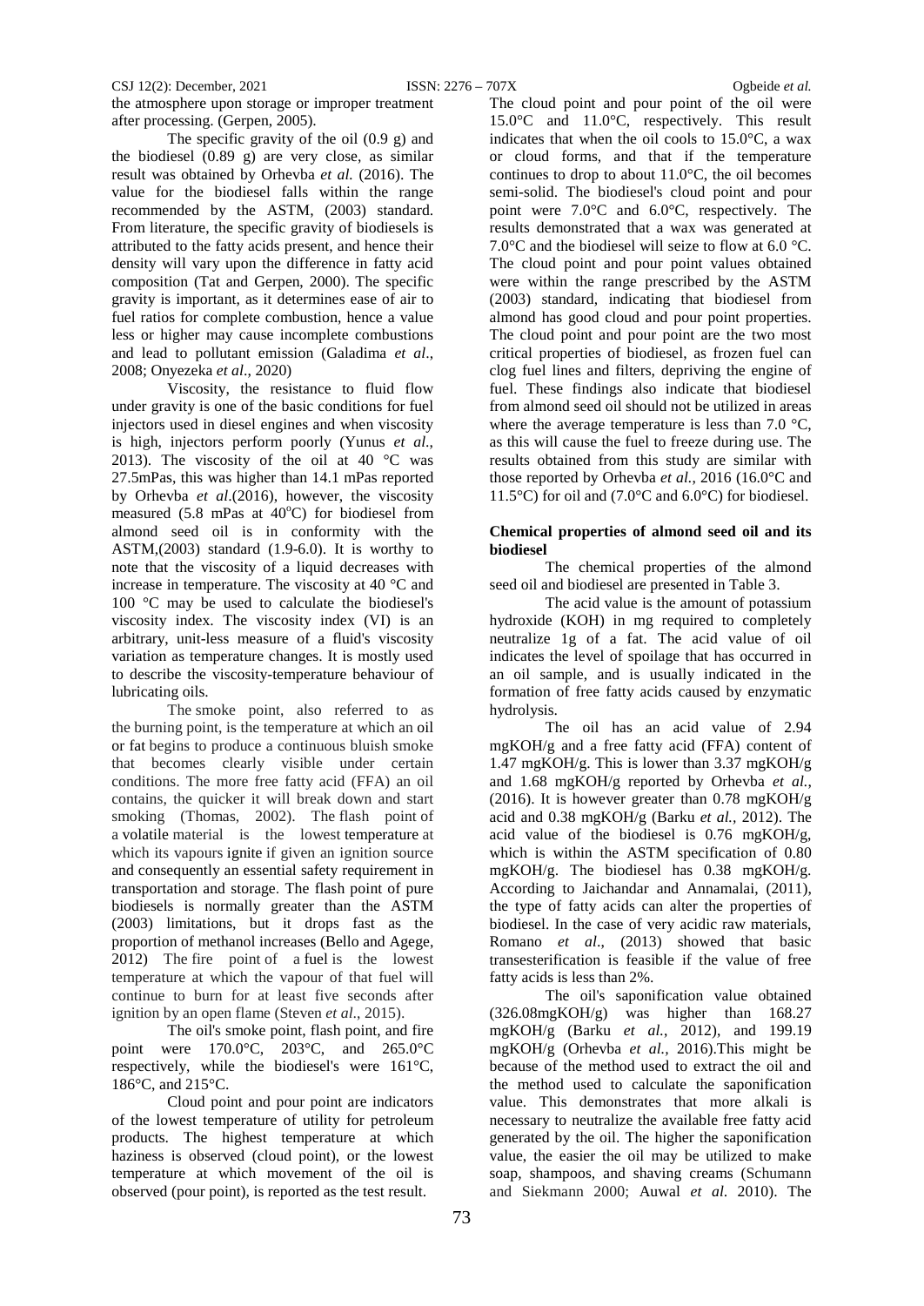the atmosphere upon storage or improper treatment after processing. (Gerpen, 2005).

The specific gravity of the oil (0.9 g) and the biodiesel (0.89 g) are very close, as similar result was obtained by Orhevba *et al.* (2016). The value for the biodiesel falls within the range recommended by the ASTM, (2003) standard. From literature, the specific gravity of biodiesels is attributed to the fatty acids present, and hence their density will vary upon the difference in fatty acid composition (Tat and Gerpen, 2000). The specific gravity is important, as it determines ease of air to fuel ratios for complete combustion, hence a value less or higher may cause incomplete combustions and lead to pollutant emission (Galadima *et al*., 2008; Onyezeka *et al*., 2020)

Viscosity, the resistance to fluid flow under gravity is one of the basic conditions for fuel injectors used in diesel engines and when viscosity is high, injectors perform poorly (Yunus *et al*., 2013). The viscosity of the oil at 40 °C was 27.5mPas, this was higher than 14.1 mPas reported by Orhevba *et al*.(2016), however, the viscosity measured (5.8 mPas at 40°C) for biodiesel from almond seed oil is in conformity with the ASTM,(2003) standard (1.9-6.0). It is worthy to note that the viscosity of a liquid decreases with increase in temperature. The viscosity at 40 °C and 100 °C may be used to calculate the biodiesel's viscosity index. The viscosity index (VI) is an arbitrary, unit-less measure of a fluid's viscosity variation as temperature changes. It is mostly used to describe the viscosity-temperature behaviour of lubricating oils.

The smoke point, also referred to as the burning point, is the temperature at which an oil or fat begins to produce a continuous bluish smoke that becomes clearly visible under certain conditions. The more free fatty acid (FFA) an oil contains, the quicker it will break down and start smoking (Thomas, 2002). The flash point of a volatile material is the lowest temperature at which its vapours ignite if given an ignition source and consequently an essential safety requirement in transportation and storage. The flash point of pure biodiesels is normally greater than the ASTM (2003) limitations, but it drops fast as the proportion of methanol increases (Bello and Agege, 2012) The fire point of a fuel is the lowest temperature at which the vapour of that fuel will continue to burn for at least five seconds after ignition by an open flame (Steven *et al*., 2015).

The oil's smoke point, flash point, and fire point were 170.0°C, 203°C, and 265.0°C respectively, while the biodiesel's were 161°C, 186°C, and 215°C.

Cloud point and pour point are indicators of the lowest temperature of utility for petroleum products. The highest temperature at which haziness is observed (cloud point), or the lowest temperature at which movement of the oil is observed (pour point), is reported as the test result.

The cloud point and pour point of the oil were 15.0°C and 11.0°C, respectively. This result indicates that when the oil cools to 15.0°C, a wax or cloud forms, and that if the temperature continues to drop to about 11.0°C, the oil becomes semi-solid. The biodiesel's cloud point and pour point were 7.0°C and 6.0°C, respectively. The results demonstrated that a wax was generated at 7.0°C and the biodiesel will seize to flow at 6.0 °C. The cloud point and pour point values obtained were within the range prescribed by the ASTM (2003) standard, indicating that biodiesel from almond has good cloud and pour point properties. The cloud point and pour point are the two most critical properties of biodiesel, as frozen fuel can clog fuel lines and filters, depriving the engine of fuel. These findings also indicate that biodiesel from almond seed oil should not be utilized in areas where the average temperature is less than 7.0 °C, as this will cause the fuel to freeze during use. The results obtained from this study are similar with those reported by Orhevba *et al.*, 2016 (16.0°C and 11.5°C) for oil and (7.0°C and 6.0°C) for biodiesel.

## Chemical properties of almond seed oil and its biodiesel

The chemical properties of the almond seed oil and biodiesel are presented in Table 3.

The acid value is the amount of potassium hydroxide (KOH) in mg required to completely neutralize 1g of a fat. The acid value of oil indicates the level of spoilage that has occurred in an oil sample, and is usually indicated in the formation of free fatty acids caused by enzymatic hydrolysis.

The oil has an acid value of 2.94 mgKOH/g and a free fatty acid (FFA) content of 1.47 mgKOH/g. This is lower than 3.37 mgKOH/g and 1.68 mgKOH/g reported by Orhevba *et al.*, (2016). It is however greater than 0.78 mgKOH/g acid and 0.38 mgKOH/g (Barku *et al.*, 2012). The acid value of the biodiesel is 0.76 mgKOH/g, which is within the ASTM specification of 0.80 mgKOH/g. The biodiesel has 0.38 mgKOH/g. According to Jaichandar and Annamalai, (2011), the type of fatty acids can alter the properties of biodiesel. In the case of very acidic raw materials, Romano *et al*., (2013) showed that basic transesterification is feasible if the value of free fatty acids is less than 2%.

The oil's saponification value obtained (326.08mgKOH/g) was higher than 168.27 mgKOH/g (Barku *et al.*, 2012), and 199.19 mgKOH/g (Orhevba *et al.*, 2016).This might be because of the method used to extract the oil and the method used to calculate the saponification value. This demonstrates that more alkali is necessary to neutralize the available free fatty acid generated by the oil. The higher the saponification value, the easier the oil may be utilized to make soap, shampoos, and shaving creams (Schumann and Siekmann 2000; Auwal *et al.* 2010). The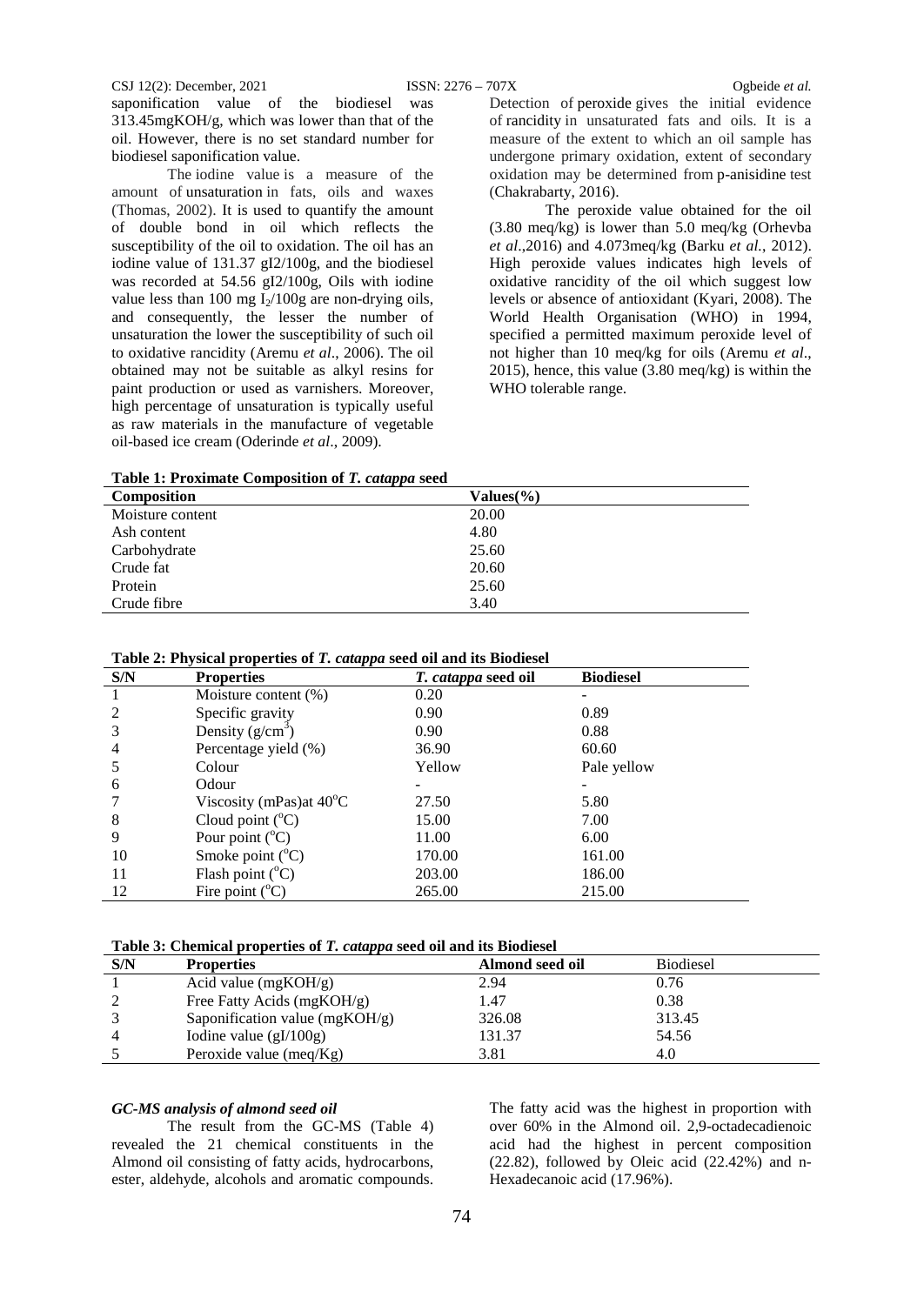saponification value of the biodiesel was 313.45mgKOH/g, which was lower than that of the oil. However, there is no set standard number for biodiesel saponification value.

The iodine value is a measure of the amount of unsaturation in fats, oils and waxes (Thomas, 2002). It is used to quantify the amount of double bond in oil which reflects the susceptibility of the oil to oxidation. The oil has an iodine value of 131.37 gI2/100g, and the biodiesel was recorded at 54.56 gI2/100g, Oils with iodine value less than 100 mg $I_2$/100g are non-drying oils, and consequently, the lesser the number of unsaturation the lower the susceptibility of such oil to oxidative rancidity (Aremu *et al*., 2006). The oil obtained may not be suitable as alkyl resins for paint production or used as varnishers. Moreover, high percentage of unsaturation is typically useful as raw materials in the manufacture of vegetable oil-based ice cream (Oderinde *et al*., 2009).

Detection of peroxide gives the initial evidence of rancidity in unsaturated fats and oils. It is a measure of the extent to which an oil sample has undergone primary oxidation, extent of secondary oxidation may be determined from p-anisidine test (Chakrabarty, 2016).

The peroxide value obtained for the oil (3.80 meq/kg) is lower than 5.0 meq/kg (Orhevba *et al*.,2016) and 4.073meq/kg (Barku *et al.*, 2012). High peroxide values indicates high levels of oxidative rancidity of the oil which suggest low levels or absence of antioxidant (Kyari, 2008). The World Health Organisation (WHO) in 1994, specified a permitted maximum peroxide level of not higher than 10 meq/kg for oils (Aremu *et al*., 2015), hence, this value (3.80 meq/kg) is within the WHO tolerable range.

**Table 1: Proximate Composition of *T. catappa* seed**

| Composition | Values(%) |
|---|---|
| Moisture content | 20.00 |
| Ash content | 4.80 |
| Carbohydrate | 25.60 |
| Crude fat | 20.60 |
| Protein | 25.60 |
| Crude fibre | 3.40 |

**Table 2: Physical properties of *T. catappa* seed oil and its Biodiesel**

| S/N | Properties | *T. catappa* seed oil | Biodiesel |
|---|---|---|---|
| 1 | Moisture content (%) | 0.20 | - |
| 2 | Specific gravity | 0.90 | 0.89 |
| 3 | Density (g/cm$^3$) | 0.90 | 0.88 |
| 4 | Percentage yield (%) | 36.90 | 60.60 |
| 5 | Colour | Yellow | Pale yellow |
| 6 | Odour | - | - |
| 7 | Viscosity (mPas)at 40$^o$C | 27.50 | 5.80 |
| 8 | Cloud point ($^o$C) | 15.00 | 7.00 |
| 9 | Pour point ($^o$C) | 11.00 | 6.00 |
| 10 | Smoke point ($^o$C) | 170.00 | 161.00 |
| 11 | Flash point ($^o$C) | 203.00 | 186.00 |
| 12 | Fire point ($^o$C) | 265.00 | 215.00 |

**Table 3: Chemical properties of *T. catappa* seed oil and its Biodiesel**

| S/N | Properties | Almond seed oil | Biodiesel |
|---|---|---|---|
| 1 | Acid value (mgKOH/g) | 2.94 | 0.76 |
| 2 | Free Fatty Acids (mgKOH/g) | 1.47 | 0.38 |
| 3 | Saponification value (mgKOH/g) | 326.08 | 313.45 |
| 4 | Iodine value (gI/100g) | 131.37 | 54.56 |
| 5 | Peroxide value (meq/Kg) | 3.81 | 4.0 |

### *GC-MS analysis of almond seed oil*

The result from the GC-MS (Table 4) revealed the 21 chemical constituents in the Almond oil consisting of fatty acids, hydrocarbons, ester, aldehyde, alcohols and aromatic compounds. The fatty acid was the highest in proportion with over 60% in the Almond oil. 2,9-octadecadienoic acid had the highest in percent composition (22.82), followed by Oleic acid (22.42%) and n-Hexadecanoic acid (17.96%).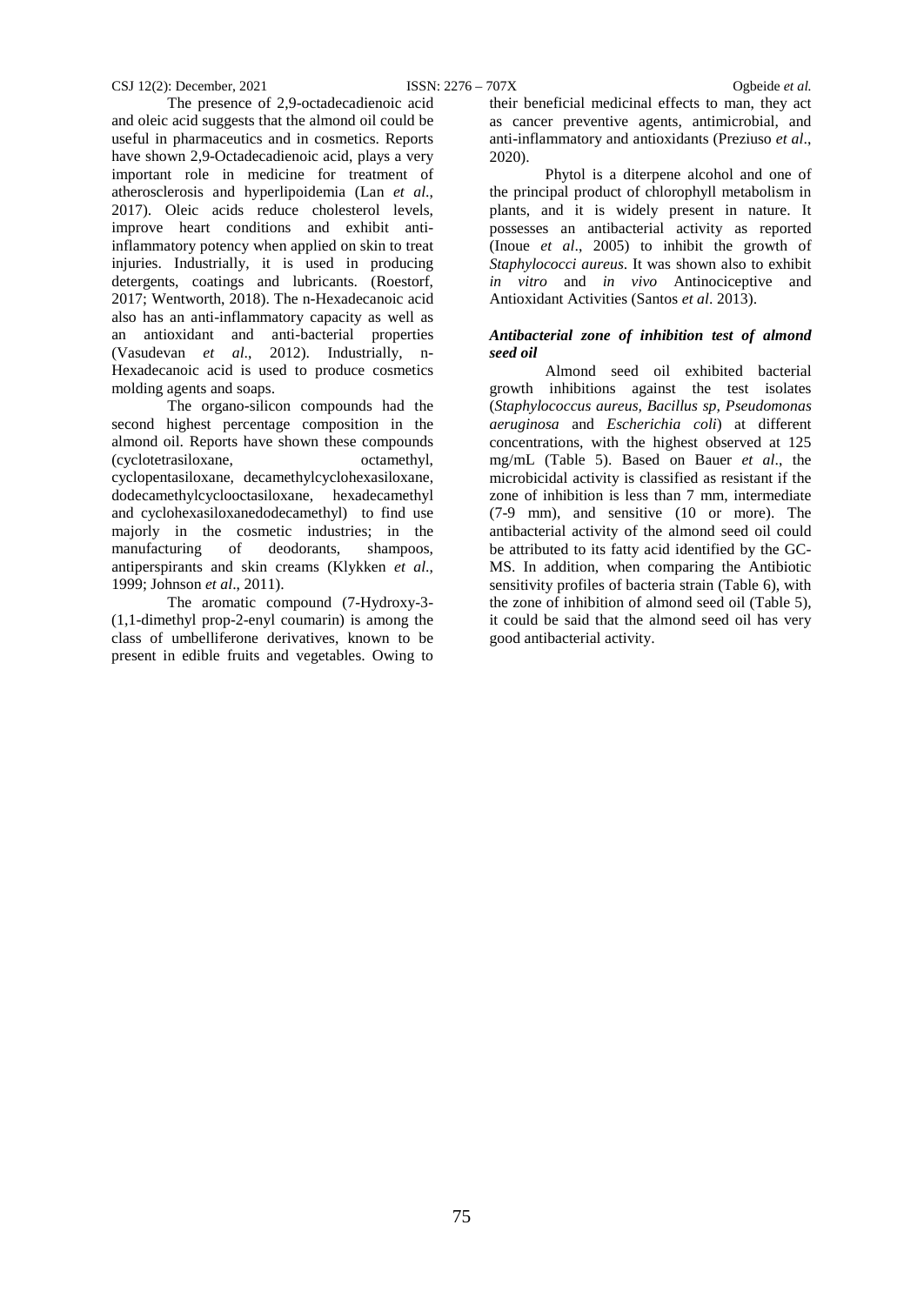The presence of 2,9-octadecadienoic acid and oleic acid suggests that the almond oil could be useful in pharmaceutics and in cosmetics. Reports have shown 2,9-Octadecadienoic acid, plays a very important role in medicine for treatment of atherosclerosis and hyperlipoidemia (Lan *et al*., 2017). Oleic acids reduce cholesterol levels, improve heart conditions and exhibit anti-inflammatory potency when applied on skin to treat injuries. Industrially, it is used in producing detergents, coatings and lubricants. (Roestorf, 2017; Wentworth, 2018). The n-Hexadecanoic acid also has an anti-inflammatory capacity as well as an antioxidant and anti-bacterial properties (Vasudevan *et al.,* 2012). Industrially, n-Hexadecanoic acid is used to produce cosmetics molding agents and soaps.

The organo-silicon compounds had the second highest percentage composition in the almond oil. Reports have shown these compounds (cyclotetrasiloxane, octamethyl, cyclopentasiloxane, decamethylcyclohexasiloxane, dodecamethylcyclooctasiloxane, hexadecamethyl and cyclohexasiloxanedodecamethyl) to find use majorly in the cosmetic industries; in the manufacturing of deodorants, shampoos, antiperspirants and skin creams (Klykken *et al*., 1999; Johnson *et al*., 2011).

The aromatic compound (7-Hydroxy-3-(1,1-dimethyl prop-2-enyl coumarin) is among the class of umbelliferone derivatives, known to be present in edible fruits and vegetables. Owing to their beneficial medicinal effects to man, they act as cancer preventive agents, antimicrobial, and anti-inflammatory and antioxidants (Preziuso *et al*., 2020).

Phytol is a diterpene alcohol and one of the principal product of chlorophyll metabolism in plants, and it is widely present in nature. It possesses an antibacterial activity as reported (Inoue *et al*., 2005) to inhibit the growth of *Staphylococci aureus*. It was shown also to exhibit *in vitro* and *in vivo* Antinociceptive and Antioxidant Activities (Santos *et al*. 2013).

### *Antibacterial zone of inhibition test of almond seed oil*

Almond seed oil exhibited bacterial growth inhibitions against the test isolates (*Staphylococcus aureus, Bacillus sp, Pseudomonas aeruginosa* and *Escherichia coli*) at different concentrations, with the highest observed at 125 mg/mL (Table 5). Based on Bauer *et al*., the microbicidal activity is classified as resistant if the zone of inhibition is less than 7 mm, intermediate (7-9 mm), and sensitive (10 or more). The antibacterial activity of the almond seed oil could be attributed to its fatty acid identified by the GC-MS. In addition, when comparing the Antibiotic sensitivity profiles of bacteria strain (Table 6), with the zone of inhibition of almond seed oil (Table 5), it could be said that the almond seed oil has very good antibacterial activity.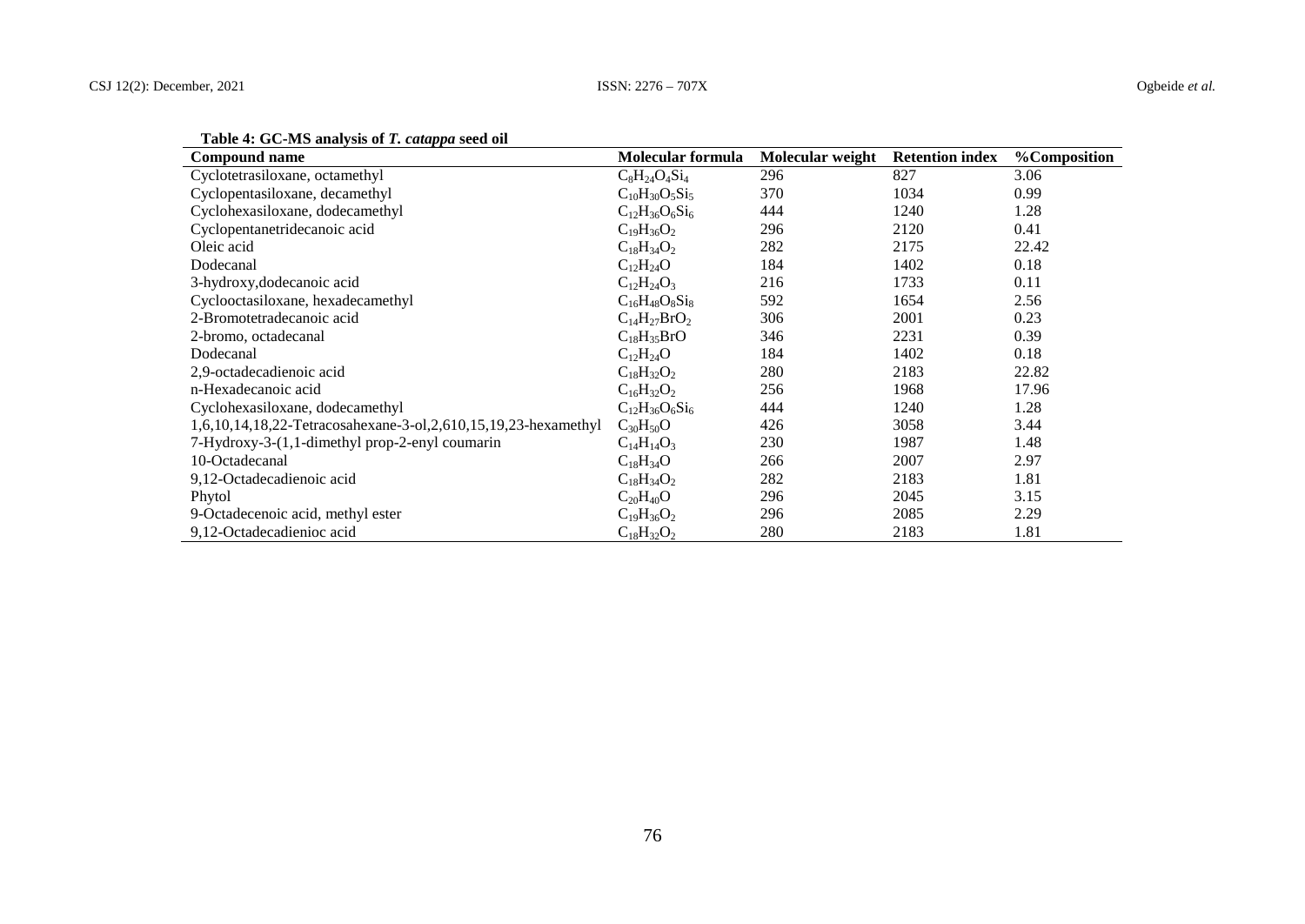**Table 4: GC-MS analysis of *T. catappa* seed oil**

| Compound name | Molecular formula | Molecular weight | Retention index | %Composition |
|---|---|---|---|---|
| Cyclotetrasiloxane, octamethyl | $C_8H_{24}O_4Si_4$ | 296 | 827 | 3.06 |
| Cyclopentasiloxane, decamethyl | $C_{10}H_{30}O_5Si_5$ | 370 | 1034 | 0.99 |
| Cyclohexasiloxane, dodecamethyl | $C_{12}H_{36}O_6Si_6$ | 444 | 1240 | 1.28 |
| Cyclopentanetridecanoic acid | $C_{19}H_{36}O_2$ | 296 | 2120 | 0.41 |
| Oleic acid | $C_{18}H_{34}O_2$ | 282 | 2175 | 22.42 |
| Dodecanal | $C_{12}H_{24}O$ | 184 | 1402 | 0.18 |
| 3-hydroxy,dodecanoic acid | $C_{12}H_{24}O_3$ | 216 | 1733 | 0.11 |
| Cyclooctasiloxane, hexadecamethyl | $C_{16}H_{48}O_8Si_8$ | 592 | 1654 | 2.56 |
| 2-Bromotetradecanoic acid | $C_{14}H_{27}BrO_2$ | 306 | 2001 | 0.23 |
| 2-bromo, octadecanal | $C_{18}H_{35}BrO$ | 346 | 2231 | 0.39 |
| Dodecanal | $C_{12}H_{24}O$ | 184 | 1402 | 0.18 |
| 2,9-octadecadienoic acid | $C_{18}H_{32}O_2$ | 280 | 2183 | 22.82 |
| n-Hexadecanoic acid | $C_{16}H_{32}O_2$ | 256 | 1968 | 17.96 |
| Cyclohexasiloxane, dodecamethyl | $C_{12}H_{36}O_6Si_6$ | 444 | 1240 | 1.28 |
| 1,6,10,14,18,22-Tetracosahexane-3-ol,2,610,15,19,23-hexamethyl | $C_{30}H_{50}O$ | 426 | 3058 | 3.44 |
| 7-Hydroxy-3-(1,1-dimethyl prop-2-enyl coumarin | $C_{14}H_{14}O_3$ | 230 | 1987 | 1.48 |
| 10-Octadecanal | $C_{18}H_{34}O$ | 266 | 2007 | 2.97 |
| 9,12-Octadecadienoic acid | $C_{18}H_{34}O_2$ | 282 | 2183 | 1.81 |
| Phytol | $C_{20}H_{40}O$ | 296 | 2045 | 3.15 |
| 9-Octadecenoic acid, methyl ester | $C_{19}H_{36}O_2$ | 296 | 2085 | 2.29 |
| 9,12-Octadecadienioc acid | $C_{18}H_{32}O_2$ | 280 | 2183 | 1.81 |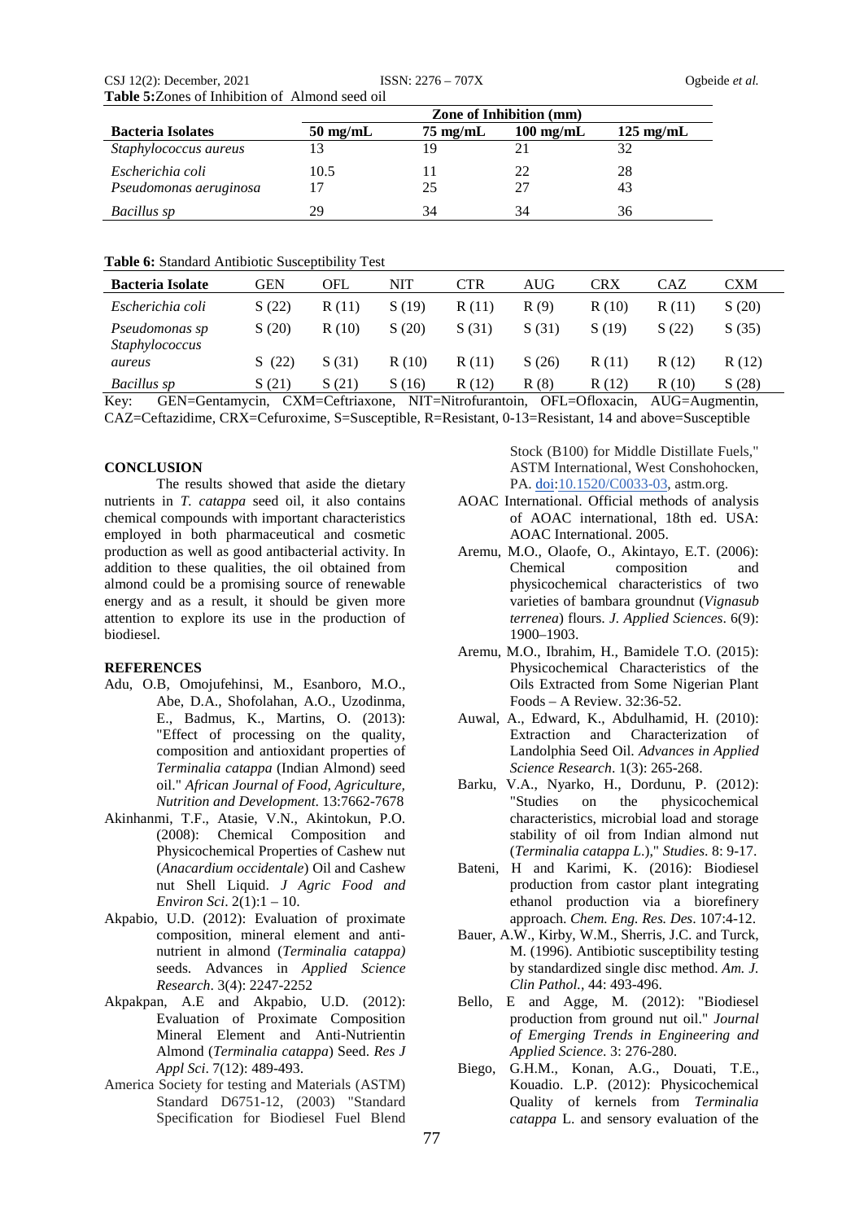**Table 5:** Zones of Inhibition of Almond seed oil

| Bacteria Isolates | Zone of Inhibition (mm) | | | |
|---|---|---|---|---|
| | 50 mg/mL | 75 mg/mL | 100 mg/mL | 125 mg/mL |
| *Staphylococcus aureus* | 13 | 19 | 21 | 32 |
| *Escherichia coli* | 10.5 | 11 | 22 | 28 |
| *Pseudomonas aeruginosa* | 17 | 25 | 27 | 43 |
| *Bacillus sp* | 29 | 34 | 34 | 36 |

**Table 6:** Standard Antibiotic Susceptibility Test

| Bacteria Isolate | GEN | OFL | NIT | CTR | AUG | CRX | CAZ | CXM |
|---|---|---|---|---|---|---|---|---|
| *Escherichia coli* | S (22) | R (11) | S (19) | R (11) | R (9) | R (10) | R (11) | S (20) |
| *Pseudomonas sp* | S (20) | R (10) | S (20) | S (31) | S (31) | S (19) | S (22) | S (35) |
| *Staphylococcus aureus* | S (22) | S (31) | R (10) | R (11) | S (26) | R (11) | R (12) | R (12) |
| *Bacillus sp* | S (21) | S (21) | S (16) | R (12) | R (8) | R (12) | R (10) | S (28) |

Key: GEN=Gentamycin, CXM=Ceftriaxone, NIT=Nitrofurantoin, OFL=Ofloxacin, AUG=Augmentin, CAZ=Ceftazidime, CRX=Cefuroxime, S=Susceptible, R=Resistant, 0-13=Resistant, 14 and above=Susceptible

## CONCLUSION

The results showed that aside the dietary nutrients in *T. catappa* seed oil, it also contains chemical compounds with important characteristics employed in both pharmaceutical and cosmetic production as well as good antibacterial activity. In addition to these qualities, the oil obtained from almond could be a promising source of renewable energy and as a result, it should be given more attention to explore its use in the production of biodiesel.

## REFERENCES

Adu, O.B, Omojufehinsi, M., Esanboro, M.O., Abe, D.A., Shofolahan, A.O., Uzodinma, E., Badmus, K., Martins, O. (2013): "Effect of processing on the quality, composition and antioxidant properties of *Terminalia catappa* (Indian Almond) seed oil." *African Journal of Food, Agriculture, Nutrition and Development*. 13:7662-7678

Akinhanmi, T.F., Atasie, V.N., Akintokun, P.O. (2008): Chemical Composition and Physicochemical Properties of Cashew nut (*Anacardium occidentale*) Oil and Cashew nut Shell Liquid. *J Agric Food and Environ Sci*. 2(1):1 – 10.

Akpabio, U.D. (2012): Evaluation of proximate composition, mineral element and anti-nutrient in almond (*Terminalia catappa)* seeds. Advances in *Applied Science Research*. 3(4): 2247-2252

Akpakpan, A.E and Akpabio, U.D. (2012): Evaluation of Proximate Composition Mineral Element and Anti-Nutrientin Almond (*Terminalia catappa*) Seed. *Res J Appl Sci*. 7(12): 489-493.

America Society for testing and Materials (ASTM) Standard D6751-12, (2003) "Standard Specification for Biodiesel Fuel Blend Stock (B100) for Middle Distillate Fuels," ASTM International, West Conshohocken, PA. doi:10.1520/C0033-03, astm.org.

AOAC International. Official methods of analysis of AOAC international, 18th ed. USA: AOAC International. 2005.

Aremu, M.O., Olaofe, O., Akintayo, E.T. (2006): Chemical composition and physicochemical characteristics of two varieties of bambara groundnut (*Vignasub terrenea*) flours. *J. Applied Sciences*. 6(9): 1900–1903.

Aremu, M.O., Ibrahim, H., Bamidele T.O. (2015): Physicochemical Characteristics of the Oils Extracted from Some Nigerian Plant Foods – A Review. 32:36-52.

Auwal, A., Edward, K., Abdulhamid, H. (2010): Extraction and Characterization of Landolphia Seed Oil. *Advances in Applied Science Research*. 1(3): 265-268.

Barku, V.A., Nyarko, H., Dordunu, P. (2012): "Studies on the physicochemical characteristics, microbial load and storage stability of oil from Indian almond nut (*Terminalia catappa L.*)," *Studies.* 8: 9-17.

Bateni, H and Karimi, K. (2016): Biodiesel production from castor plant integrating ethanol production via a biorefinery approach. *Chem. Eng. Res. Des*. 107:4-12.

Bauer, A.W., Kirby, W.M., Sherris, J.C. and Turck, M. (1996). Antibiotic susceptibility testing by standardized single disc method. *Am. J. Clin Pathol.*, 44: 493-496.

Bello, E and Agge, M. (2012): "Biodiesel production from ground nut oil." *Journal of Emerging Trends in Engineering and Applied Science*. 3: 276-280.

Biego, G.H.M., Konan, A.G., Douati, T.E., Kouadio. L.P. (2012): Physicochemical Quality of kernels from *Terminalia catappa* L. and sensory evaluation of the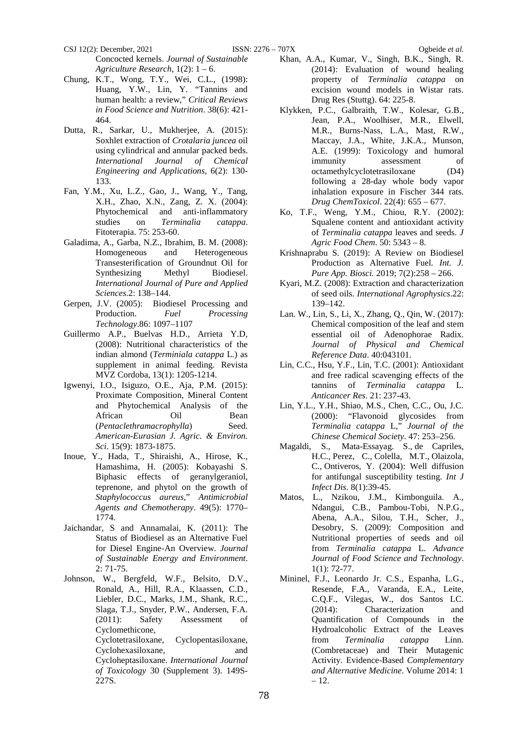Concocted kernels. *Journal of Sustainable Agriculture Research,* 1(2): 1 – 6.

Chung, K.T., Wong, T.Y., Wei, C.L., (1998): Huang, Y.W., Lin, Y. "Tannins and human health: a review," *Critical Reviews in Food Science and Nutrition*. 38(6): 421-464.

Dutta, R., Sarkar, U., Mukherjee, A. (2015): Soxhlet extraction of *Crotalaria juncea* oil using cylindrical and annular packed beds. *International Journal of Chemical Engineering and Applications*, 6(2): 130-133.

Fan, Y.M., Xu, L.Z., Gao, J., Wang, Y., Tang, X.H., Zhao, X.N., Zang, Z. X. (2004): Phytochemical and anti-inflammatory studies on *Terminalia catappa*. Fitoterapia. 75: 253-60.

Galadima, A., Garba, N.Z., Ibrahim, B. M. (2008): Homogeneous and Heterogeneous Transesterification of Groundnut Oil for Synthesizing Methyl Biodiesel. *International Journal of Pure and Applied Sciences*.2: 138–144.

Gerpen, J.V. (2005): Biodiesel Processing and Production. *Fuel Processing Technology*.86: 1097–1107

Guillermo A.P., Buelvas H.D., Arrieta Y.D, (2008): Nutritional characteristics of the indian almond (*Terminiala catappa* L.) as supplement in animal feeding. Revista MVZ Cordoba, 13(1): 1205-1214.

Igwenyi, I.O., Isiguzo, O.E., Aja, P.M. (2015): Proximate Composition, Mineral Content and Phytochemical Analysis of the African Oil Bean (*Pentaclethramacrophylla*) Seed. *American-Eurasian J. Agric. & Environ. Sci*. 15(9): 1873-1875.

Inoue, Y., Hada, T., Shiraishi, A., Hirose, K., Hamashima, H. (2005): Kobayashi S. Biphasic effects of geranylgeraniol, teprenone, and phytol on the growth of *Staphylococcus aureus*," *Antimicrobial Agents and Chemotherapy*. 49(5): 1770–1774.

Jaichandar, S and Annamalai, K. (2011): The Status of Biodiesel as an Alternative Fuel for Diesel Engine-An Overview. *Journal of Sustainable Energy and Environment*. 2: 71-75.

Johnson, W., Bergfeld, W.F., Belsito, D.V., Ronald, A., Hill, R.A., Klaassen, C.D., Liebler, D.C., Marks, J.M., Shank, R.C., Slaga, T.J., Snyder, P.W., Andersen, F.A. (2011): Safety Assessment of Cyclomethicone, Cyclotetrasiloxane, Cyclopentasiloxane, Cyclohexasiloxane, and Cycloheptasiloxane. *International Journal of Toxicology* 30 (Supplement 3). 149S-227S.

Khan, A.A., Kumar, V., Singh, B.K., Singh, R. (2014): Evaluation of wound healing property of *Terminalia catappa* on excision wound models in Wistar rats. Drug Res (Stuttg). 64: 225-8.

Klykken, P.C., Galbraith, T.W., Kolesar, G.B., Jean, P.A., Woolhiser, M.R., Elwell, M.R., Burns-Nass, L.A., Mast, R.W., Maccay, J.A., White, J.K.A., Munson, A.E. (1999): Toxicology and humoral immunity assessment of octamethylcyclotetrasiloxane (D4) following a 28-day whole body vapor inhalation exposure in Fischer 344 rats. *Drug ChemToxicol*. 22(4): 655 – 677.

Ko, T.F., Weng, Y.M., Chiou, R.Y. (2002): Squalene content and antioxidant activity of *Terminalia catappa* leaves and seeds. *J Agric Food Chem*. 50: 5343 – 8.

Krishnaprabu S. (2019): A Review on Biodiesel Production as Alternative Fuel. *Int. J. Pure App. Biosci.* 2019; 7(2):258 – 266.

Kyari, M.Z. (2008): Extraction and characterization of seed oils. *International Agrophysics*.22: 139–142.

Lan. W., Lin, S., Li, X., Zhang, Q., Qin, W. (2017): Chemical composition of the leaf and stem essential oil of Adenophorae Radix. *Journal of Physical and Chemical Reference Data*. 40:043101.

Lin, C.C., Hsu, Y.F., Lin, T.C. (2001): Antioxidant and free radical scavenging effects of the tannins of *Terminalia catappa* L. *Anticancer Res*. 21: 237-43.

Lin, Y.L., Y.H., Shiao, M.S., Chen, C.C., Ou, J.C. (2000): "Flavonoid glycosides from *Terminalia catappa* L," *Journal of the Chinese Chemical Society*. 47: 253–256.

Magaldi, S., Mata-Essayag. S., de Capriles, H.C., Perez, C., Colella, M.T., Olaizola, C., Ontiveros, Y. (2004): Well diffusion for antifungal susceptibility testing. *Int J Infect Dis*. 8(1):39-45.

Matos, L., Nzikou, J.M., Kimbonguila. A., Ndangui, C.B., Pambou-Tobi, N.P.G., Abena, A.A., Silou, T.H., Scher, J., Desobry, S. (2009): Composition and Nutritional properties of seeds and oil from *Terminalia catappa* L. *Advance Journal of Food Science and Technology*. 1(1): 72-77.

Mininel, F.J., Leonardo Jr. C.S., Espanha, L.G., Resende, F.A., Varanda, E.A., Leite, C.Q.F., Vilegas, W., dos Santos LC. (2014): Characterization and Quantification of Compounds in the Hydroalcoholic Extract of the Leaves from *Terminalia catappa* Linn. (Combretaceae) and Their Mutagenic Activity. Evidence-Based *Complementary and Alternative Medicine*. Volume 2014: 1 – 12.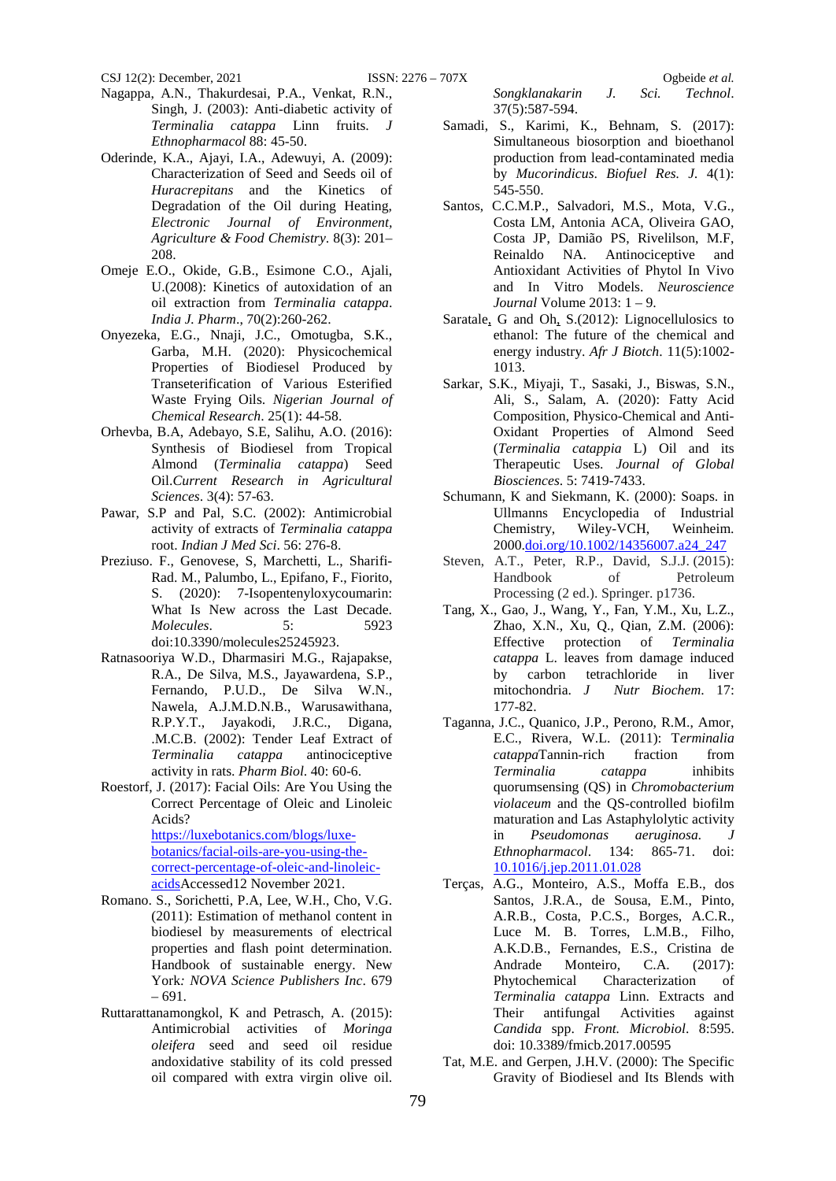Nagappa, A.N., Thakurdesai, P.A., Venkat, R.N., Singh, J. (2003): Anti-diabetic activity of *Terminalia catappa* Linn fruits. *J Ethnopharmacol* 88: 45-50.

Oderinde, K.A., Ajayi, I.A., Adewuyi, A. (2009): Characterization of Seed and Seeds oil of *Huracrepitans* and the Kinetics of Degradation of the Oil during Heating, *Electronic Journal of Environment, Agriculture & Food Chemistry*. 8(3): 201–208.

Omeje E.O., Okide, G.B., Esimone C.O., Ajali, U.(2008): Kinetics of autoxidation of an oil extraction from *Terminalia catappa*. *India J. Pharm*., 70(2):260-262.

Onyezeka, E.G., Nnaji, J.C., Omotugba, S.K., Garba, M.H. (2020): Physicochemical Properties of Biodiesel Produced by Transeterification of Various Esterified Waste Frying Oils. *Nigerian Journal of Chemical Research*. 25(1): 44-58.

Orhevba, B.A, Adebayo, S.E, Salihu, A.O. (2016): Synthesis of Biodiesel from Tropical Almond (*Terminalia catappa*) Seed Oil.*Current Research in Agricultural Sciences*. 3(4): 57-63.

Pawar, S.P and Pal, S.C. (2002): Antimicrobial activity of extracts of *Terminalia catappa* root. *Indian J Med Sci*. 56: 276-8.

Preziuso. F., Genovese, S, Marchetti, L., Sharifi-Rad. M., Palumbo, L., Epifano, F., Fiorito, S. (2020): 7-Isopentenyloxycoumarin: What Is New across the Last Decade. *Molecules*. 5: 5923 doi:10.3390/molecules25245923.

Ratnasooriya W.D., Dharmasiri M.G., Rajapakse, R.A., De Silva, M.S., Jayawardena, S.P., Fernando, P.U.D., De Silva W.N., Nawela, A.J.M.D.N.B., Warusawithana, R.P.Y.T., Jayakodi, J.R.C., Digana, .M.C.B. (2002): Tender Leaf Extract of *Terminalia catappa* antinociceptive activity in rats. *Pharm Biol*. 40: 60-6.

Roestorf, J. (2017): Facial Oils: Are You Using the Correct Percentage of Oleic and Linoleic Acids? https://luxebotanics.com/blogs/luxe-botanics/facial-oils-are-you-using-the-correct-percentage-of-oleic-and-linoleic-acidsAccessed12 November 2021.

Romano. S., Sorichetti, P.A, Lee, W.H., Cho, V.G. (2011): Estimation of methanol content in biodiesel by measurements of electrical properties and flash point determination. Handbook of sustainable energy. New York*: NOVA Science Publishers Inc*. 679 – 691.

Ruttarattanamongkol, K and Petrasch, A. (2015): Antimicrobial activities of *Moringa oleifera* seed and seed oil residue andoxidative stability of its cold pressed oil compared with extra virgin olive oil. *Songklanakarin J. Sci. Technol*. 37(5):587-594.

Samadi, S., Karimi, K., Behnam, S. (2017): Simultaneous biosorption and bioethanol production from lead-contaminated media by *Mucorindicus*. *Biofuel Res. J*. 4(1): 545-550.

Santos, C.C.M.P., Salvadori, M.S., Mota, V.G., Costa LM, Antonia ACA, Oliveira GAO, Costa JP, Damião PS, Rivelilson, M.F, Reinaldo NA. Antinociceptive and Antioxidant Activities of Phytol In Vivo and In Vitro Models. *Neuroscience Journal* Volume 2013: 1 – 9.

Saratale, G and Oh, S.(2012): Lignocellulosics to ethanol: The future of the chemical and energy industry. *Afr J Biotch*. 11(5):1002-1013.

Sarkar, S.K., Miyaji, T., Sasaki, J., Biswas, S.N., Ali, S., Salam, A. (2020): Fatty Acid Composition, Physico-Chemical and Anti-Oxidant Properties of Almond Seed (*Terminalia catappia* L) Oil and its Therapeutic Uses. *Journal of Global Biosciences*. 5: 7419-7433.

Schumann, K and Siekmann, K. (2000): Soaps. in Ullmanns Encyclopedia of Industrial Chemistry, Wiley-VCH, Weinheim. 2000.doi.org/10.1002/14356007.a24_247

Steven, A.T., Peter, R.P., David, S.J.J. (2015): Handbook of Petroleum Processing (2 ed.). Springer. p1736.

Tang, X., Gao, J., Wang, Y., Fan, Y.M., Xu, L.Z., Zhao, X.N., Xu, Q., Qian, Z.M. (2006): Effective protection of *Terminalia catappa* L. leaves from damage induced by carbon tetrachloride in liver mitochondria. *J Nutr Biochem*. 17: 177-82.

Taganna, J.C., Quanico, J.P., Perono, R.M., Amor, E.C., Rivera, W.L. (2011): T*erminalia catappa*Tannin-rich fraction from *Terminalia catappa* inhibits quorumsensing (QS) in *Chromobacterium violaceum* and the QS-controlled biofilm maturation and Las Astaphylolytic activity in *Pseudomonas aeruginosa. J Ethnopharmacol*. 134: 865-71. doi: 10.1016/j.jep.2011.01.028

Terças, A.G., Monteiro, A.S., Moffa E.B., dos Santos, J.R.A., de Sousa, E.M., Pinto, A.R.B., Costa, P.C.S., Borges, A.C.R., Luce M. B. Torres, L.M.B., Filho, A.K.D.B., Fernandes, E.S., Cristina de Andrade Monteiro, C.A. (2017): Phytochemical Characterization of *Terminalia catappa* Linn. Extracts and Their antifungal Activities against *Candida* spp. *Front. Microbiol*. 8:595. doi: 10.3389/fmicb.2017.00595

Tat, M.E. and Gerpen, J.H.V. (2000): The Specific Gravity of Biodiesel and Its Blends with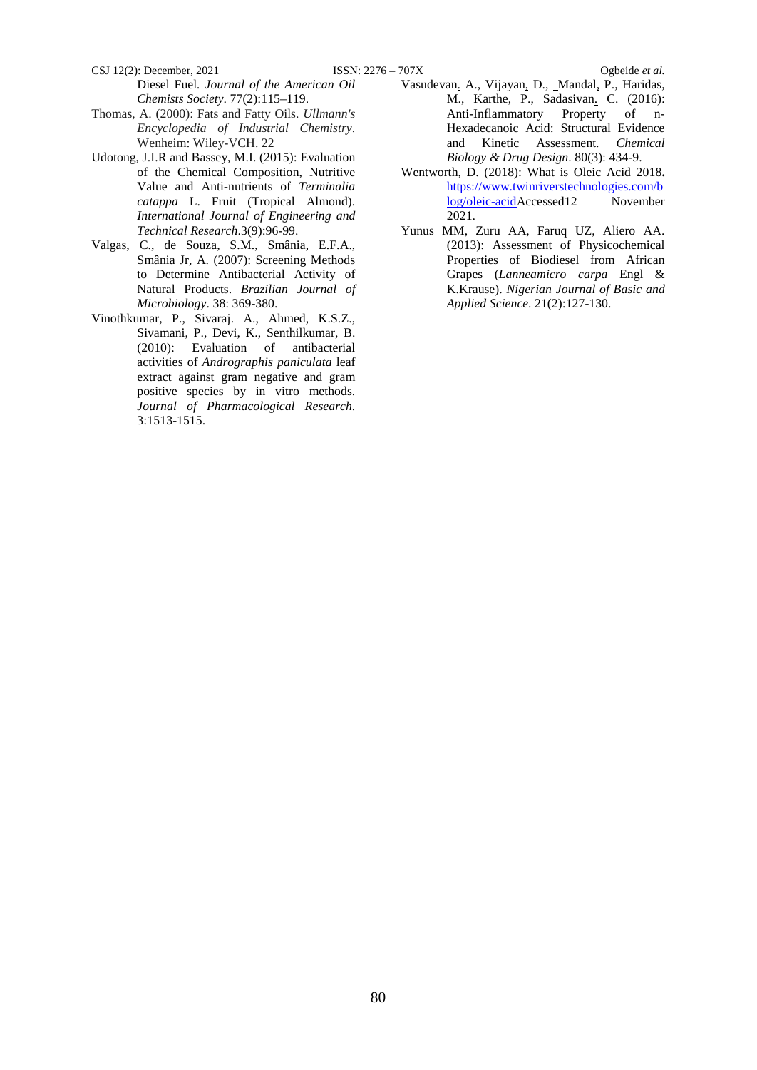Diesel Fuel. *Journal of the American Oil Chemists Society*. 77(2):115–119.

Thomas, A. (2000): Fats and Fatty Oils. *Ullmann's Encyclopedia of Industrial Chemistry*. Wenheim: Wiley-VCH. 22

Udotong, J.I.R and Bassey, M.I. (2015): Evaluation of the Chemical Composition, Nutritive Value and Anti-nutrients of *Terminalia catappa* L. Fruit (Tropical Almond). *International Journal of Engineering and Technical Research*.3(9):96-99.

Valgas, C., de Souza, S.M., Smânia, E.F.A., Smânia Jr, A. (2007): Screening Methods to Determine Antibacterial Activity of Natural Products. *Brazilian Journal of Microbiology*. 38: 369-380.

Vinothkumar, P., Sivaraj. A., Ahmed, K.S.Z., Sivamani, P., Devi, K., Senthilkumar, B. (2010): Evaluation of antibacterial activities of *Andrographis paniculata* leaf extract against gram negative and gram positive species by in vitro methods. *Journal of Pharmacological Research*. 3:1513-1515.

Vasudevan, A., Vijayan, D., Mandal, P., Haridas, M., Karthe, P., Sadasivan, C. (2016): Anti-Inflammatory Property of n-Hexadecanoic Acid: Structural Evidence and Kinetic Assessment. *Chemical Biology & Drug Design*. 80(3): 434-9.

Wentworth, D. (2018): What is Oleic Acid 2018**.** https://www.twinriverstechnologies.com/blog/oleic-acidAccessed12 November 2021.

Yunus MM, Zuru AA, Faruq UZ, Aliero AA. (2013): Assessment of Physicochemical Properties of Biodiesel from African Grapes (*Lanneamicro carpa* Engl & K.Krause). *Nigerian Journal of Basic and Applied Science*. 21(2):127-130.